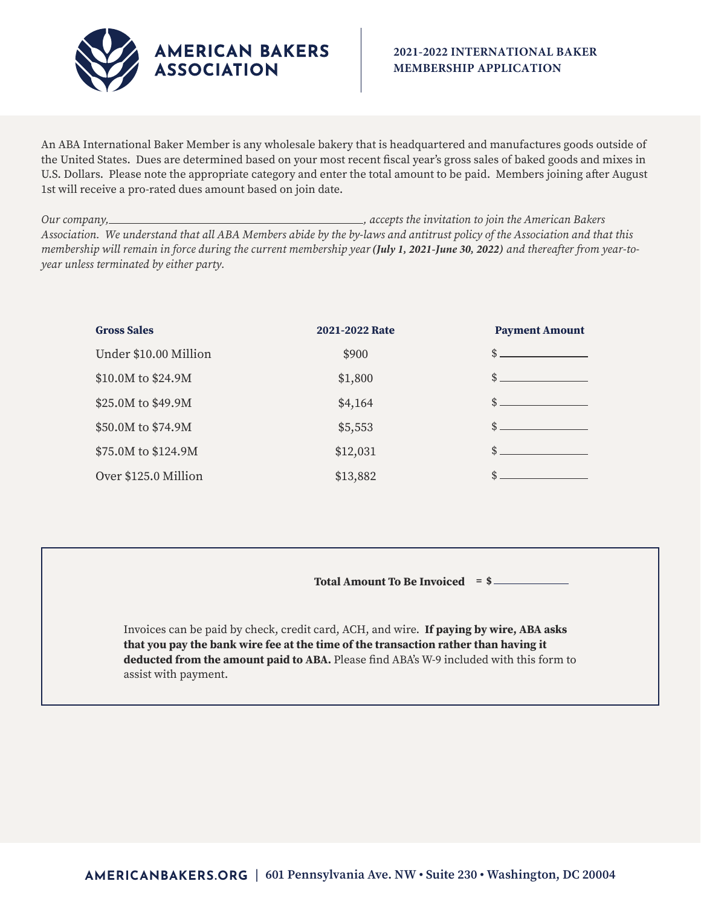# AMERICAN BAKERS ASSOCIATION

## 2021-2022 INTERNATIONAL BAKER MEMBERSHIP APPLICATION

An ABA International Baker Member is any wholesale bakery that is headquartered and manufactures goods outside of the United States. Dues are determined based on your most recent fiscal year's gross sales of baked goods and mixes in U.S. Dollars. Please note the appropriate category and enter the total amount to be paid. Members joining after August 1st will receive a pro-rated dues amount based on join date.

*Our company,\_\_\_\_\_\_\_\_\_\_\_\_\_\_\_\_\_\_\_\_\_\_\_\_\_\_\_\_\_\_\_\_\_\_\_\_\_\_\_\_, accepts the invitation to join the American Bakers Association. We understand that all ABA Members abide by the by-laws and antitrust policy of the Association and that this membership will remain in force during the current membership year* ***(July 1, 2021-June 30, 2022)*** *and thereafter from year-to-year unless terminated by either party.*

| Gross Sales | 2021-2022 Rate | Payment Amount |
|---|---|---|
| Under $10.00 Million | $900 | $ \_\_\_\_\_\_\_\_\_\_ |
| $10.0M to $24.9M | $1,800 | $ \_\_\_\_\_\_\_\_\_\_ |
| $25.0M to $49.9M | $4,164 | $ \_\_\_\_\_\_\_\_\_\_ |
| $50.0M to $74.9M | $5,553 | $ \_\_\_\_\_\_\_\_\_\_ |
| $75.0M to $124.9M | $12,031 | $ \_\_\_\_\_\_\_\_\_\_ |
| Over $125.0 Million | $13,882 | $ \_\_\_\_\_\_\_\_\_\_ |

**Total Amount To Be Invoiced = $** \_\_\_\_\_\_\_\_\_\_

Invoices can be paid by check, credit card, ACH, and wire. **If paying by wire, ABA asks that you pay the bank wire fee at the time of the transaction rather than having it deducted from the amount paid to ABA.** Please find ABA's W-9 included with this form to assist with payment.

**AMERICANBAKERS.ORG | 601 Pennsylvania Ave. NW • Suite 230 • Washington, DC 20004**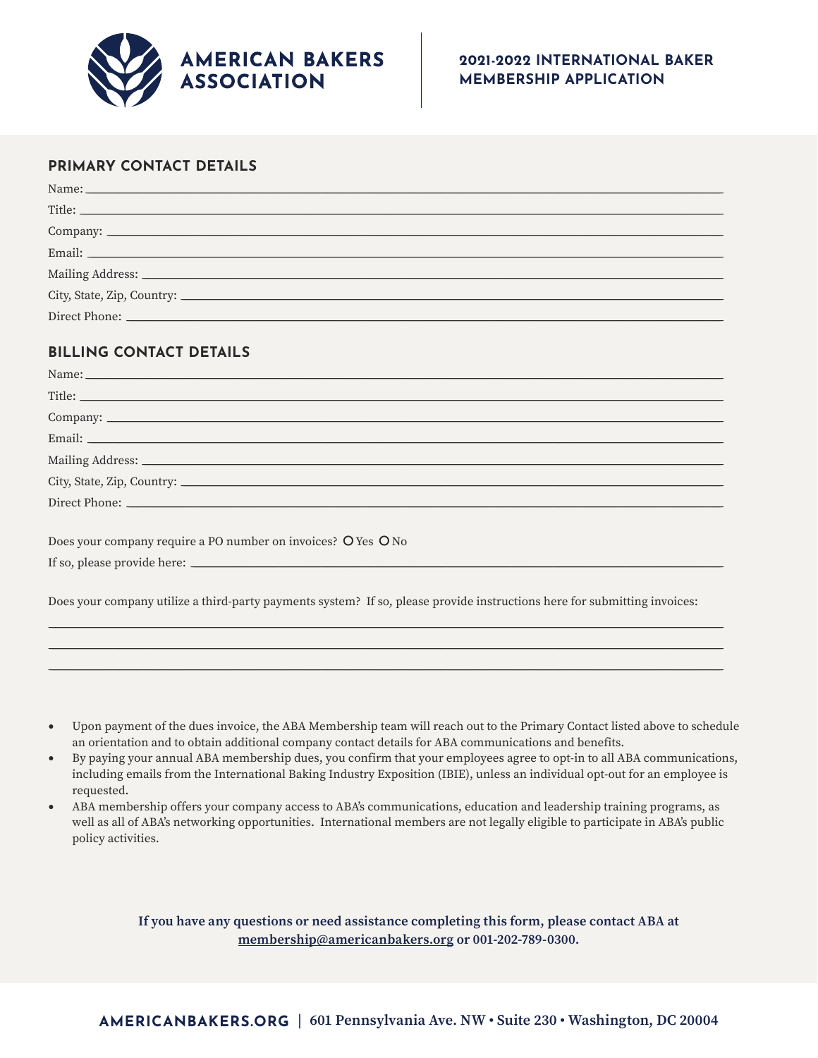# AMERICAN BAKERS ASSOCIATION

## 2021-2022 INTERNATIONAL BAKER MEMBERSHIP APPLICATION

### PRIMARY CONTACT DETAILS

Name: ______________________________

Title: ______________________________

Company: ______________________________

Email: ______________________________

Mailing Address: ______________________________

City, State, Zip, Country: ______________________________

Direct Phone: ______________________________

### BILLING CONTACT DETAILS

Name: ______________________________

Title: ______________________________

Company: ______________________________

Email: ______________________________

Mailing Address: ______________________________

City, State, Zip, Country: ______________________________

Direct Phone: ______________________________

Does your company require a PO number on invoices? O Yes O No

If so, please provide here: ______________________________

Does your company utilize a third-party payments system? If so, please provide instructions here for submitting invoices:

______________________________

______________________________

______________________________

- Upon payment of the dues invoice, the ABA Membership team will reach out to the Primary Contact listed above to schedule an orientation and to obtain additional company contact details for ABA communications and benefits.
- By paying your annual ABA membership dues, you confirm that your employees agree to opt-in to all ABA communications, including emails from the International Baking Industry Exposition (IBIE), unless an individual opt-out for an employee is requested.
- ABA membership offers your company access to ABA's communications, education and leadership training programs, as well as all of ABA's networking opportunities. International members are not legally eligible to participate in ABA's public policy activities.

**If you have any questions or need assistance completing this form, please contact ABA at membership@americanbakers.org or 001-202-789-0300.**

**AMERICANBAKERS.ORG | 601 Pennsylvania Ave. NW • Suite 230 • Washington, DC 20004**